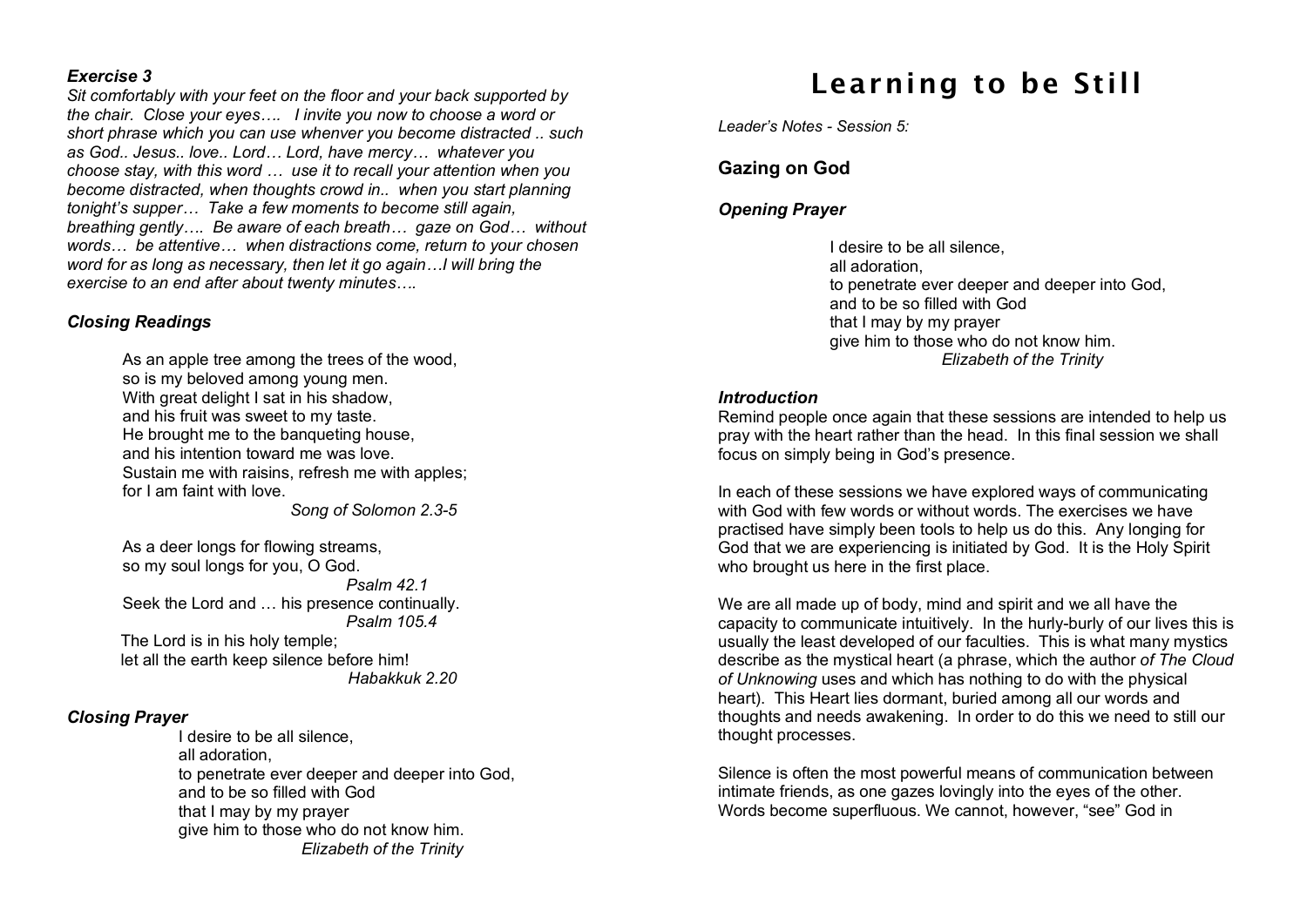***Exercise 3***

*Sit comfortably with your feet on the floor and your back supported by the chair. Close your eyes…. I invite you now to choose a word or short phrase which you can use whenver you become distracted .. such as God.. Jesus.. love.. Lord… Lord, have mercy… whatever you choose stay, with this word … use it to recall your attention when you become distracted, when thoughts crowd in.. when you start planning tonight's supper… Take a few moments to become still again, breathing gently…. Be aware of each breath… gaze on God… without words… be attentive… when distractions come, return to your chosen word for as long as necessary, then let it go again…I will bring the exercise to an end after about twenty minutes….*

***Closing Readings***

As an apple tree among the trees of the wood,
so is my beloved among young men.
With great delight I sat in his shadow,
and his fruit was sweet to my taste.
He brought me to the banqueting house,
and his intention toward me was love.
Sustain me with raisins, refresh me with apples;
for I am faint with love.

*Song of Solomon 2.3-5*

As a deer longs for flowing streams,
so my soul longs for you, O God.

*Psalm 42.1*

Seek the Lord and … his presence continually.

*Psalm 105.4*

The Lord is in his holy temple;
let all the earth keep silence before him!

*Habakkuk 2.20*

***Closing Prayer***

I desire to be all silence,
all adoration,
to penetrate ever deeper and deeper into God,
and to be so filled with God
that I may by my prayer
give him to those who do not know him.

*Elizabeth of the Trinity*

# Learning to be Still

*Leader's Notes - Session 5:*

## Gazing on God

***Opening Prayer***

I desire to be all silence,
all adoration,
to penetrate ever deeper and deeper into God,
and to be so filled with God
that I may by my prayer
give him to those who do not know him.

*Elizabeth of the Trinity*

***Introduction***

Remind people once again that these sessions are intended to help us pray with the heart rather than the head. In this final session we shall focus on simply being in God's presence.

In each of these sessions we have explored ways of communicating with God with few words or without words. The exercises we have practised have simply been tools to help us do this. Any longing for God that we are experiencing is initiated by God. It is the Holy Spirit who brought us here in the first place.

We are all made up of body, mind and spirit and we all have the capacity to communicate intuitively. In the hurly-burly of our lives this is usually the least developed of our faculties. This is what many mystics describe as the mystical heart (a phrase, which the author *of The Cloud of Unknowing* uses and which has nothing to do with the physical heart). This Heart lies dormant, buried among all our words and thoughts and needs awakening. In order to do this we need to still our thought processes.

Silence is often the most powerful means of communication between intimate friends, as one gazes lovingly into the eyes of the other. Words become superfluous. We cannot, however, "see" God in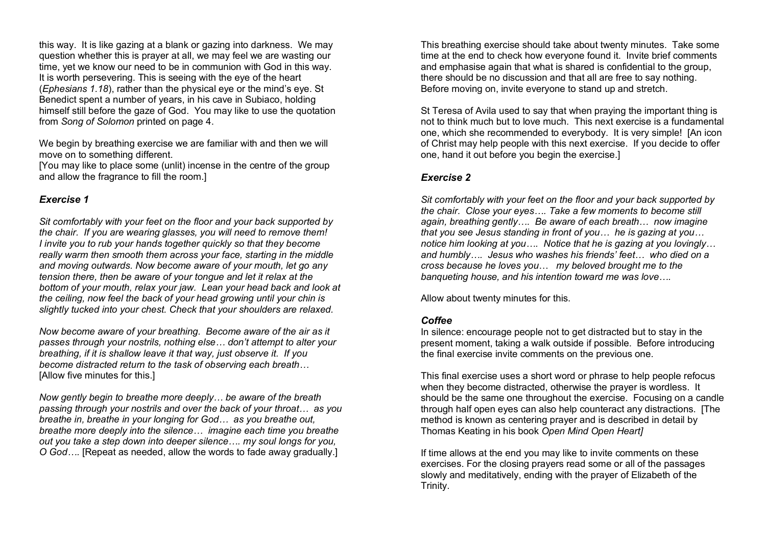this way. It is like gazing at a blank or gazing into darkness. We may question whether this is prayer at all, we may feel we are wasting our time, yet we know our need to be in communion with God in this way. It is worth persevering. This is seeing with the eye of the heart (*Ephesians 1.18*), rather than the physical eye or the mind's eye. St Benedict spent a number of years, in his cave in Subiaco, holding himself still before the gaze of God. You may like to use the quotation from *Song of Solomon* printed on page 4.

We begin by breathing exercise we are familiar with and then we will move on to something different.
[You may like to place some (unlit) incense in the centre of the group and allow the fragrance to fill the room.]

### *Exercise 1*

*Sit comfortably with your feet on the floor and your back supported by the chair. If you are wearing glasses, you will need to remove them! I invite you to rub your hands together quickly so that they become really warm then smooth them across your face, starting in the middle and moving outwards. Now become aware of your mouth, let go any tension there, then be aware of your tongue and let it relax at the bottom of your mouth, relax your jaw. Lean your head back and look at the ceiling, now feel the back of your head growing until your chin is slightly tucked into your chest. Check that your shoulders are relaxed.*

*Now become aware of your breathing. Become aware of the air as it passes through your nostrils, nothing else… don't attempt to alter your breathing, if it is shallow leave it that way, just observe it. If you become distracted return to the task of observing each breath…*
[Allow five minutes for this.]

*Now gently begin to breathe more deeply… be aware of the breath passing through your nostrils and over the back of your throat… as you breathe in, breathe in your longing for God… as you breathe out, breathe more deeply into the silence… imagine each time you breathe out you take a step down into deeper silence…. my soul longs for you, O God….* [Repeat as needed, allow the words to fade away gradually.]

This breathing exercise should take about twenty minutes. Take some time at the end to check how everyone found it. Invite brief comments and emphasise again that what is shared is confidential to the group, there should be no discussion and that all are free to say nothing. Before moving on, invite everyone to stand up and stretch.

St Teresa of Avila used to say that when praying the important thing is not to think much but to love much. This next exercise is a fundamental one, which she recommended to everybody. It is very simple! [An icon of Christ may help people with this next exercise. If you decide to offer one, hand it out before you begin the exercise.]

### *Exercise 2*

*Sit comfortably with your feet on the floor and your back supported by the chair. Close your eyes…. Take a few moments to become still again, breathing gently…. Be aware of each breath… now imagine that you see Jesus standing in front of you… he is gazing at you… notice him looking at you…. Notice that he is gazing at you lovingly… and humbly…. Jesus who washes his friends' feet… who died on a cross because he loves you… my beloved brought me to the banqueting house, and his intention toward me was love….*

Allow about twenty minutes for this.

### *Coffee*

In silence: encourage people not to get distracted but to stay in the present moment, taking a walk outside if possible. Before introducing the final exercise invite comments on the previous one.

This final exercise uses a short word or phrase to help people refocus when they become distracted, otherwise the prayer is wordless. It should be the same one throughout the exercise. Focusing on a candle through half open eyes can also help counteract any distractions. [The method is known as centering prayer and is described in detail by Thomas Keating in his book *Open Mind Open Heart]*

If time allows at the end you may like to invite comments on these exercises. For the closing prayers read some or all of the passages slowly and meditatively, ending with the prayer of Elizabeth of the Trinity.